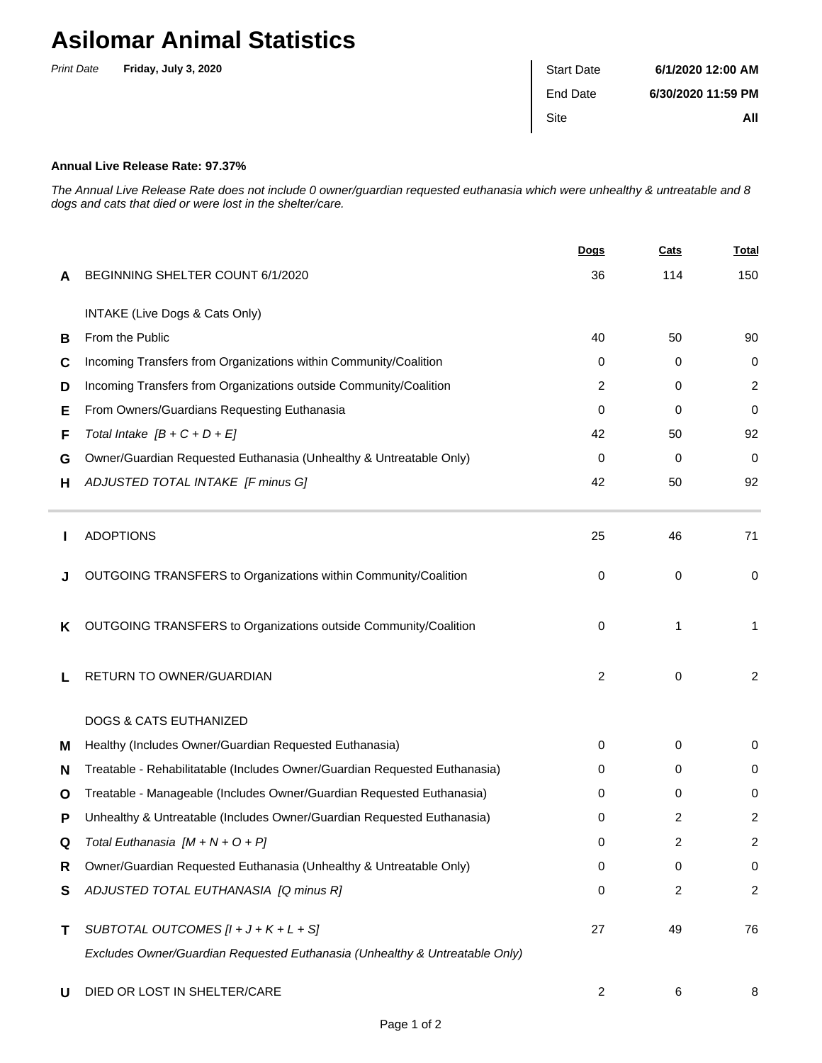# Asilomar Animal Statistics

*Print Date* **Friday, July 3, 2020**

| | |
|---|---|
| Start Date | **6/1/2020 12:00 AM** |
| End Date | **6/30/2020 11:59 PM** |
| Site | **All** |

**Annual Live Release Rate: 97.37%**

*The Annual Live Release Rate does not include 0 owner/guardian requested euthanasia which were unhealthy & untreatable and 8 dogs and cats that died or were lost in the shelter/care.*

| | | Dogs | Cats | Total |
|---|---|---|---|---|
| **A** | BEGINNING SHELTER COUNT 6/1/2020 | 36 | 114 | 150 |
| | INTAKE (Live Dogs & Cats Only) | | | |
| **B** | From the Public | 40 | 50 | 90 |
| **C** | Incoming Transfers from Organizations within Community/Coalition | 0 | 0 | 0 |
| **D** | Incoming Transfers from Organizations outside Community/Coalition | 2 | 0 | 2 |
| **E** | From Owners/Guardians Requesting Euthanasia | 0 | 0 | 0 |
| **F** | *Total Intake [B + C + D + E]* | 42 | 50 | 92 |
| **G** | Owner/Guardian Requested Euthanasia (Unhealthy & Untreatable Only) | 0 | 0 | 0 |
| **H** | *ADJUSTED TOTAL INTAKE [F minus G]* | 42 | 50 | 92 |
| **I** | ADOPTIONS | 25 | 46 | 71 |
| **J** | OUTGOING TRANSFERS to Organizations within Community/Coalition | 0 | 0 | 0 |
| **K** | OUTGOING TRANSFERS to Organizations outside Community/Coalition | 0 | 1 | 1 |
| **L** | RETURN TO OWNER/GUARDIAN | 2 | 0 | 2 |
| | DOGS & CATS EUTHANIZED | | | |
| **M** | Healthy (Includes Owner/Guardian Requested Euthanasia) | 0 | 0 | 0 |
| **N** | Treatable - Rehabilitatable (Includes Owner/Guardian Requested Euthanasia) | 0 | 0 | 0 |
| **O** | Treatable - Manageable (Includes Owner/Guardian Requested Euthanasia) | 0 | 0 | 0 |
| **P** | Unhealthy & Untreatable (Includes Owner/Guardian Requested Euthanasia) | 0 | 2 | 2 |
| **Q** | *Total Euthanasia [M + N + O + P]* | 0 | 2 | 2 |
| **R** | Owner/Guardian Requested Euthanasia (Unhealthy & Untreatable Only) | 0 | 0 | 0 |
| **S** | *ADJUSTED TOTAL EUTHANASIA [Q minus R]* | 0 | 2 | 2 |
| **T** | *SUBTOTAL OUTCOMES [I + J + K + L + S]* *Excludes Owner/Guardian Requested Euthanasia (Unhealthy & Untreatable Only)* | 27 | 49 | 76 |
| **U** | DIED OR LOST IN SHELTER/CARE | 2 | 6 | 8 |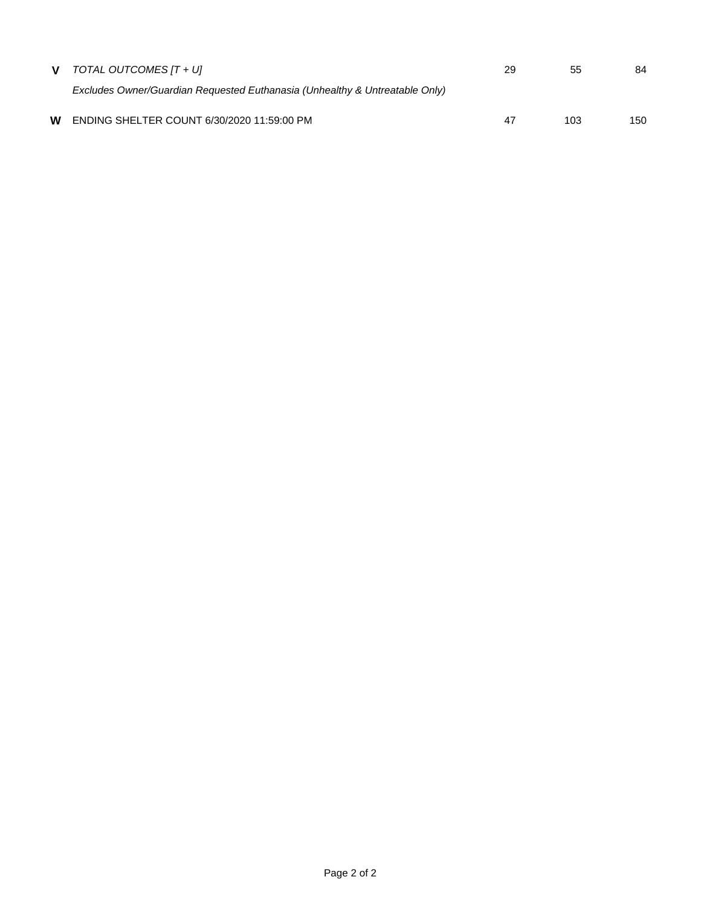| | | | | |
|---|---|---|---|---|
| **V** | *TOTAL OUTCOMES [T + U]* | 29 | 55 | 84 |
| | *Excludes Owner/Guardian Requested Euthanasia (Unhealthy & Untreatable Only)* | | | |
| **W** | ENDING SHELTER COUNT 6/30/2020 11:59:00 PM | 47 | 103 | 150 |